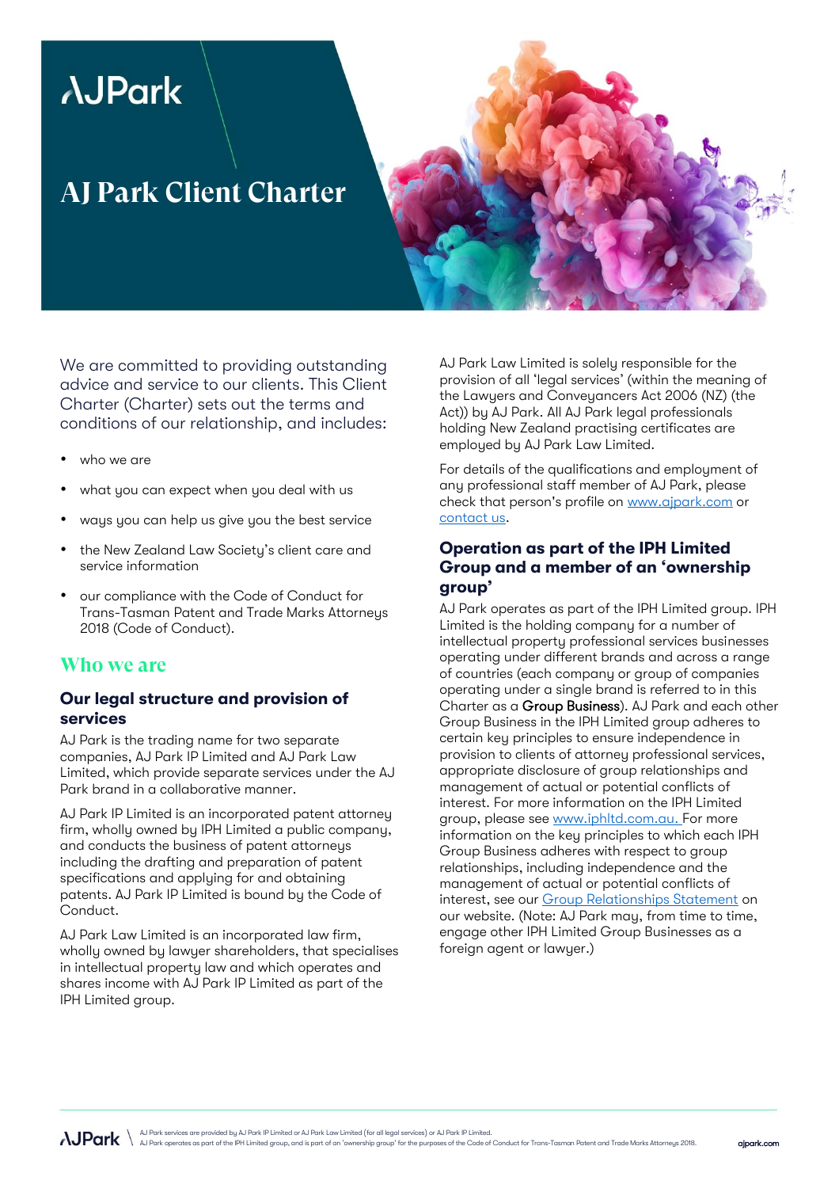# AJ Park Client Charter

We are committed to providing outstanding advice and service to our clients. This Client Charter (Charter) sets out the terms and conditions of our relationship, and includes:

- who we are
- what you can expect when you deal with us
- ways you can help us give you the best service
- the New Zealand Law Society's client care and service information
- our compliance with the Code of Conduct for Trans-Tasman Patent and Trade Marks Attorneys 2018 (Code of Conduct).

## Who we are

### Our legal structure and provision of services

AJ Park is the trading name for two separate companies, AJ Park IP Limited and AJ Park Law Limited, which provide separate services under the AJ Park brand in a collaborative manner.

AJ Park IP Limited is an incorporated patent attorney firm, wholly owned by IPH Limited a public company, and conducts the business of patent attorneys including the drafting and preparation of patent specifications and applying for and obtaining patents. AJ Park IP Limited is bound by the Code of Conduct.

AJ Park Law Limited is an incorporated law firm, wholly owned by lawyer shareholders, that specialises in intellectual property law and which operates and shares income with AJ Park IP Limited as part of the IPH Limited group.

AJ Park Law Limited is solely responsible for the provision of all 'legal services' (within the meaning of the Lawyers and Conveyancers Act 2006 (NZ) (the Act)) by AJ Park. All AJ Park legal professionals holding New Zealand practising certificates are employed by AJ Park Law Limited.

For details of the qualifications and employment of any professional staff member of AJ Park, please check that person's profile on www.ajpark.com or contact us.

### Operation as part of the IPH Limited Group and a member of an 'ownership group'

AJ Park operates as part of the IPH Limited group. IPH Limited is the holding company for a number of intellectual property professional services businesses operating under different brands and across a range of countries (each company or group of companies operating under a single brand is referred to in this Charter as a **Group Business**). AJ Park and each other Group Business in the IPH Limited group adheres to certain key principles to ensure independence in provision to clients of attorney professional services, appropriate disclosure of group relationships and management of actual or potential conflicts of interest. For more information on the IPH Limited group, please see www.iphltd.com.au. For more information on the key principles to which each IPH Group Business adheres with respect to group relationships, including independence and the management of actual or potential conflicts of interest, see our Group Relationships Statement on our website. (Note: AJ Park may, from time to time, engage other IPH Limited Group Businesses as a foreign agent or lawyer.)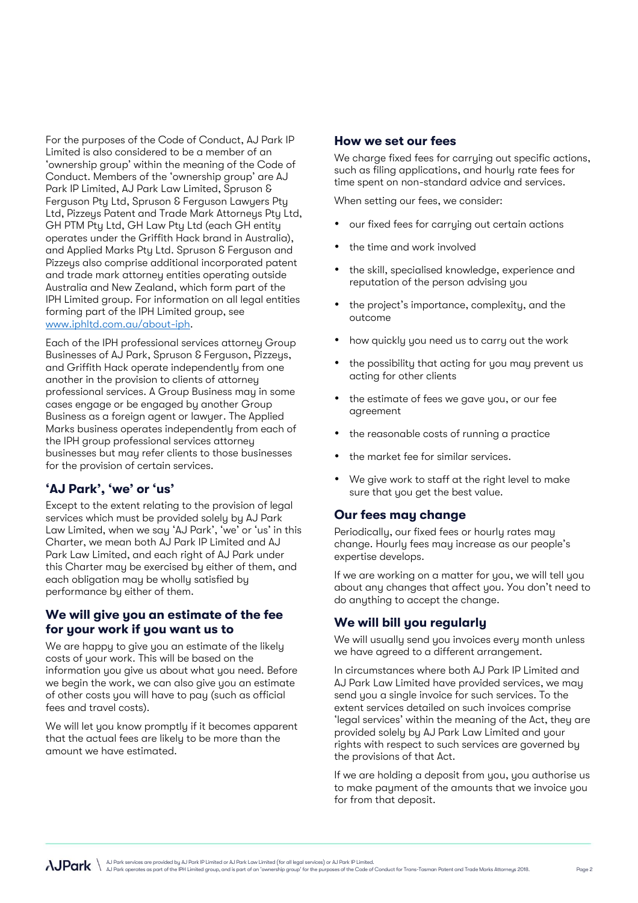For the purposes of the Code of Conduct, AJ Park IP Limited is also considered to be a member of an 'ownership group' within the meaning of the Code of Conduct. Members of the 'ownership group' are AJ Park IP Limited, AJ Park Law Limited, Spruson & Ferguson Pty Ltd, Spruson & Ferguson Lawyers Pty Ltd, Pizzeys Patent and Trade Mark Attorneys Pty Ltd, GH PTM Pty Ltd, GH Law Pty Ltd (each GH entity operates under the Griffith Hack brand in Australia), and Applied Marks Pty Ltd. Spruson & Ferguson and Pizzeys also comprise additional incorporated patent and trade mark attorney entities operating outside Australia and New Zealand, which form part of the IPH Limited group. For information on all legal entities forming part of the IPH Limited group, see [www.iphltd.com.au/about-iph](http://www.iphltd.com.au/about-iph).

Each of the IPH professional services attorney Group Businesses of AJ Park, Spruson & Ferguson, Pizzeys, and Griffith Hack operate independently from one another in the provision to clients of attorney professional services. A Group Business may in some cases engage or be engaged by another Group Business as a foreign agent or lawyer. The Applied Marks business operates independently from each of the IPH group professional services attorney businesses but may refer clients to those businesses for the provision of certain services.

## 'AJ Park', 'we' or 'us'

Except to the extent relating to the provision of legal services which must be provided solely by AJ Park Law Limited, when we say 'AJ Park', 'we' or 'us' in this Charter, we mean both AJ Park IP Limited and AJ Park Law Limited, and each right of AJ Park under this Charter may be exercised by either of them, and each obligation may be wholly satisfied by performance by either of them.

## We will give you an estimate of the fee for your work if you want us to

We are happy to give you an estimate of the likely costs of your work. This will be based on the information you give us about what you need. Before we begin the work, we can also give you an estimate of other costs you will have to pay (such as official fees and travel costs).

We will let you know promptly if it becomes apparent that the actual fees are likely to be more than the amount we have estimated.

## How we set our fees

We charge fixed fees for carrying out specific actions, such as filing applications, and hourly rate fees for time spent on non-standard advice and services.

When setting our fees, we consider:

- our fixed fees for carrying out certain actions
- the time and work involved
- the skill, specialised knowledge, experience and reputation of the person advising you
- the project's importance, complexity, and the outcome
- how quickly you need us to carry out the work
- the possibility that acting for you may prevent us acting for other clients
- the estimate of fees we gave you, or our fee agreement
- the reasonable costs of running a practice
- the market fee for similar services.
- We give work to staff at the right level to make sure that you get the best value.

## Our fees may change

Periodically, our fixed fees or hourly rates may change. Hourly fees may increase as our people's expertise develops.

If we are working on a matter for you, we will tell you about any changes that affect you. You don't need to do anything to accept the change.

## We will bill you regularly

We will usually send you invoices every month unless we have agreed to a different arrangement.

In circumstances where both AJ Park IP Limited and AJ Park Law Limited have provided services, we may send you a single invoice for such services. To the extent services detailed on such invoices comprise 'legal services' within the meaning of the Act, they are provided solely by AJ Park Law Limited and your rights with respect to such services are governed by the provisions of that Act.

If we are holding a deposit from you, you authorise us to make payment of the amounts that we invoice you for from that deposit.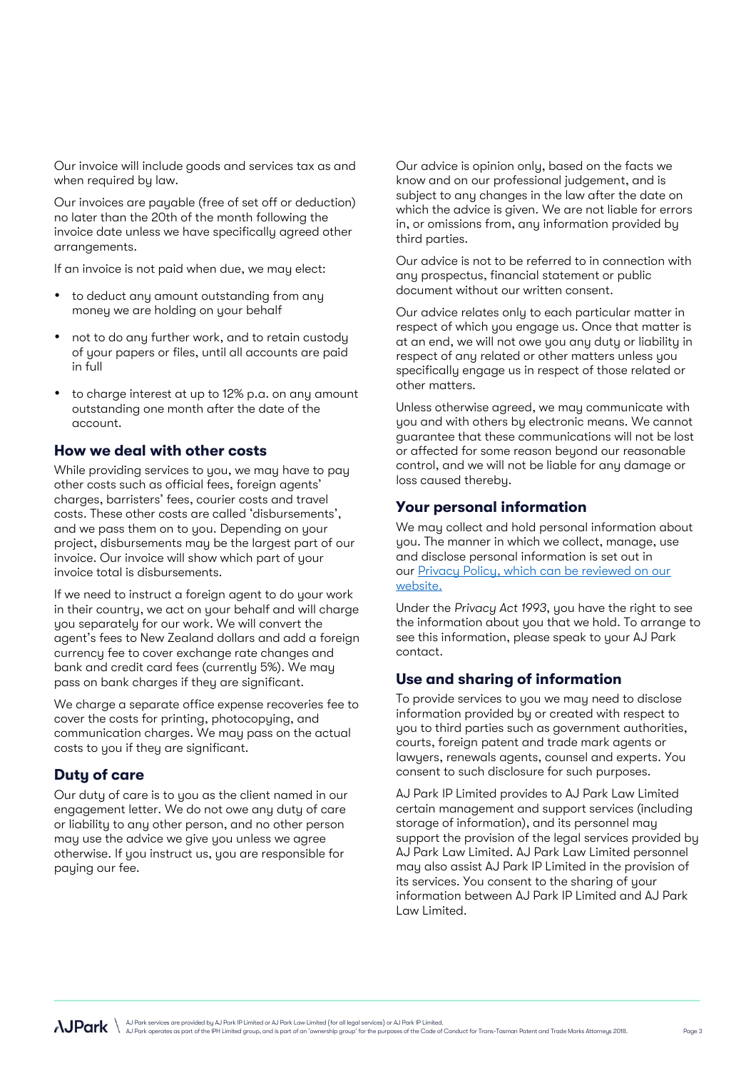Our invoice will include goods and services tax as and when required by law.

Our invoices are payable (free of set off or deduction) no later than the 20th of the month following the invoice date unless we have specifically agreed other arrangements.

If an invoice is not paid when due, we may elect:

- to deduct any amount outstanding from any money we are holding on your behalf
- not to do any further work, and to retain custody of your papers or files, until all accounts are paid in full
- to charge interest at up to 12% p.a. on any amount outstanding one month after the date of the account.

## How we deal with other costs

While providing services to you, we may have to pay other costs such as official fees, foreign agents' charges, barristers' fees, courier costs and travel costs. These other costs are called 'disbursements', and we pass them on to you. Depending on your project, disbursements may be the largest part of our invoice. Our invoice will show which part of your invoice total is disbursements.

If we need to instruct a foreign agent to do your work in their country, we act on your behalf and will charge you separately for our work. We will convert the agent's fees to New Zealand dollars and add a foreign currency fee to cover exchange rate changes and bank and credit card fees (currently 5%). We may pass on bank charges if they are significant.

We charge a separate office expense recoveries fee to cover the costs for printing, photocopying, and communication charges. We may pass on the actual costs to you if they are significant.

## Duty of care

Our duty of care is to you as the client named in our engagement letter. We do not owe any duty of care or liability to any other person, and no other person may use the advice we give you unless we agree otherwise. If you instruct us, you are responsible for paying our fee.

Our advice is opinion only, based on the facts we know and on our professional judgement, and is subject to any changes in the law after the date on which the advice is given. We are not liable for errors in, or omissions from, any information provided by third parties.

Our advice is not to be referred to in connection with any prospectus, financial statement or public document without our written consent.

Our advice relates only to each particular matter in respect of which you engage us. Once that matter is at an end, we will not owe you any duty or liability in respect of any related or other matters unless you specifically engage us in respect of those related or other matters.

Unless otherwise agreed, we may communicate with you and with others by electronic means. We cannot guarantee that these communications will not be lost or affected for some reason beyond our reasonable control, and we will not be liable for any damage or loss caused thereby.

## Your personal information

We may collect and hold personal information about you. The manner in which we collect, manage, use and disclose personal information is set out in our Privacy Policy, which can be reviewed on our website.

Under the *Privacy Act 1993*, you have the right to see the information about you that we hold. To arrange to see this information, please speak to your AJ Park contact.

## Use and sharing of information

To provide services to you we may need to disclose information provided by or created with respect to you to third parties such as government authorities, courts, foreign patent and trade mark agents or lawyers, renewals agents, counsel and experts. You consent to such disclosure for such purposes.

AJ Park IP Limited provides to AJ Park Law Limited certain management and support services (including storage of information), and its personnel may support the provision of the legal services provided by AJ Park Law Limited. AJ Park Law Limited personnel may also assist AJ Park IP Limited in the provision of its services. You consent to the sharing of your information between AJ Park IP Limited and AJ Park Law Limited.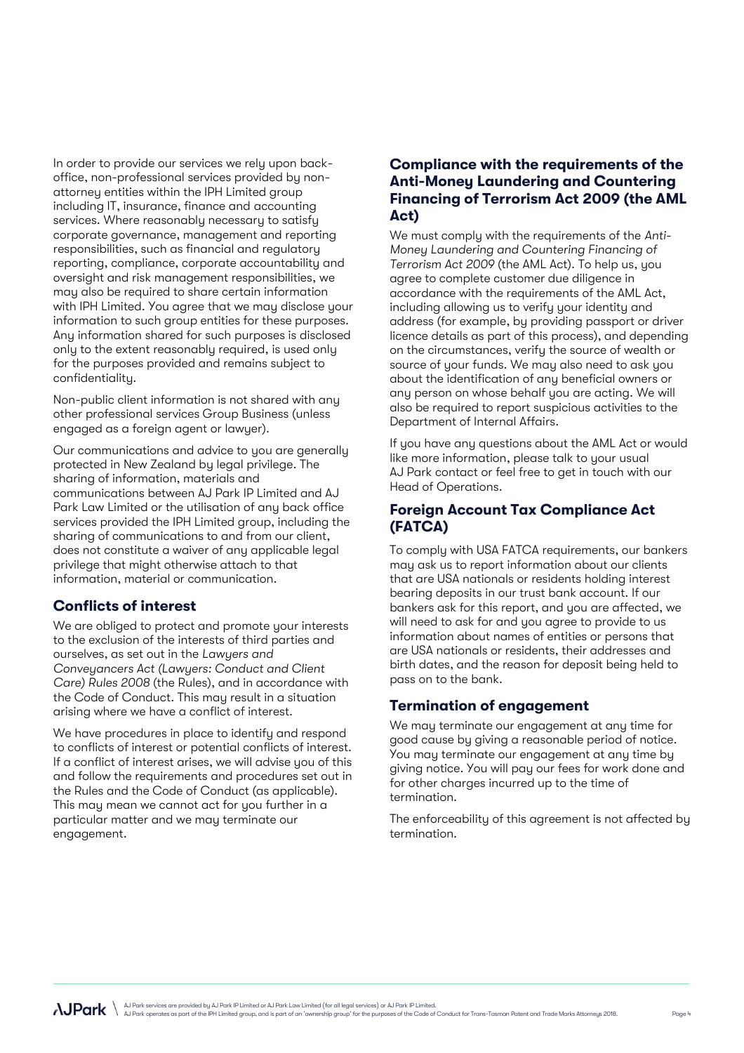In order to provide our services we rely upon back-office, non-professional services provided by non-attorney entities within the IPH Limited group including IT, insurance, finance and accounting services. Where reasonably necessary to satisfy corporate governance, management and reporting responsibilities, such as financial and regulatory reporting, compliance, corporate accountability and oversight and risk management responsibilities, we may also be required to share certain information with IPH Limited. You agree that we may disclose your information to such group entities for these purposes. Any information shared for such purposes is disclosed only to the extent reasonably required, is used only for the purposes provided and remains subject to confidentiality.

Non-public client information is not shared with any other professional services Group Business (unless engaged as a foreign agent or lawyer).

Our communications and advice to you are generally protected in New Zealand by legal privilege. The sharing of information, materials and communications between AJ Park IP Limited and AJ Park Law Limited or the utilisation of any back office services provided the IPH Limited group, including the sharing of communications to and from our client, does not constitute a waiver of any applicable legal privilege that might otherwise attach to that information, material or communication.

## Conflicts of interest

We are obliged to protect and promote your interests to the exclusion of the interests of third parties and ourselves, as set out in the *Lawyers and Conveyancers Act (Lawyers: Conduct and Client Care) Rules 2008* (the Rules), and in accordance with the Code of Conduct. This may result in a situation arising where we have a conflict of interest.

We have procedures in place to identify and respond to conflicts of interest or potential conflicts of interest. If a conflict of interest arises, we will advise you of this and follow the requirements and procedures set out in the Rules and the Code of Conduct (as applicable). This may mean we cannot act for you further in a particular matter and we may terminate our engagement.

## Compliance with the requirements of the Anti-Money Laundering and Countering Financing of Terrorism Act 2009 (the AML Act)

We must comply with the requirements of the *Anti-Money Laundering and Countering Financing of Terrorism Act 2009* (the AML Act). To help us, you agree to complete customer due diligence in accordance with the requirements of the AML Act, including allowing us to verify your identity and address (for example, by providing passport or driver licence details as part of this process), and depending on the circumstances, verify the source of wealth or source of your funds. We may also need to ask you about the identification of any beneficial owners or any person on whose behalf you are acting. We will also be required to report suspicious activities to the Department of Internal Affairs.

If you have any questions about the AML Act or would like more information, please talk to your usual AJ Park contact or feel free to get in touch with our Head of Operations.

## Foreign Account Tax Compliance Act (FATCA)

To comply with USA FATCA requirements, our bankers may ask us to report information about our clients that are USA nationals or residents holding interest bearing deposits in our trust bank account. If our bankers ask for this report, and you are affected, we will need to ask for and you agree to provide to us information about names of entities or persons that are USA nationals or residents, their addresses and birth dates, and the reason for deposit being held to pass on to the bank.

## Termination of engagement

We may terminate our engagement at any time for good cause by giving a reasonable period of notice. You may terminate our engagement at any time by giving notice. You will pay our fees for work done and for other charges incurred up to the time of termination.

The enforceability of this agreement is not affected by termination.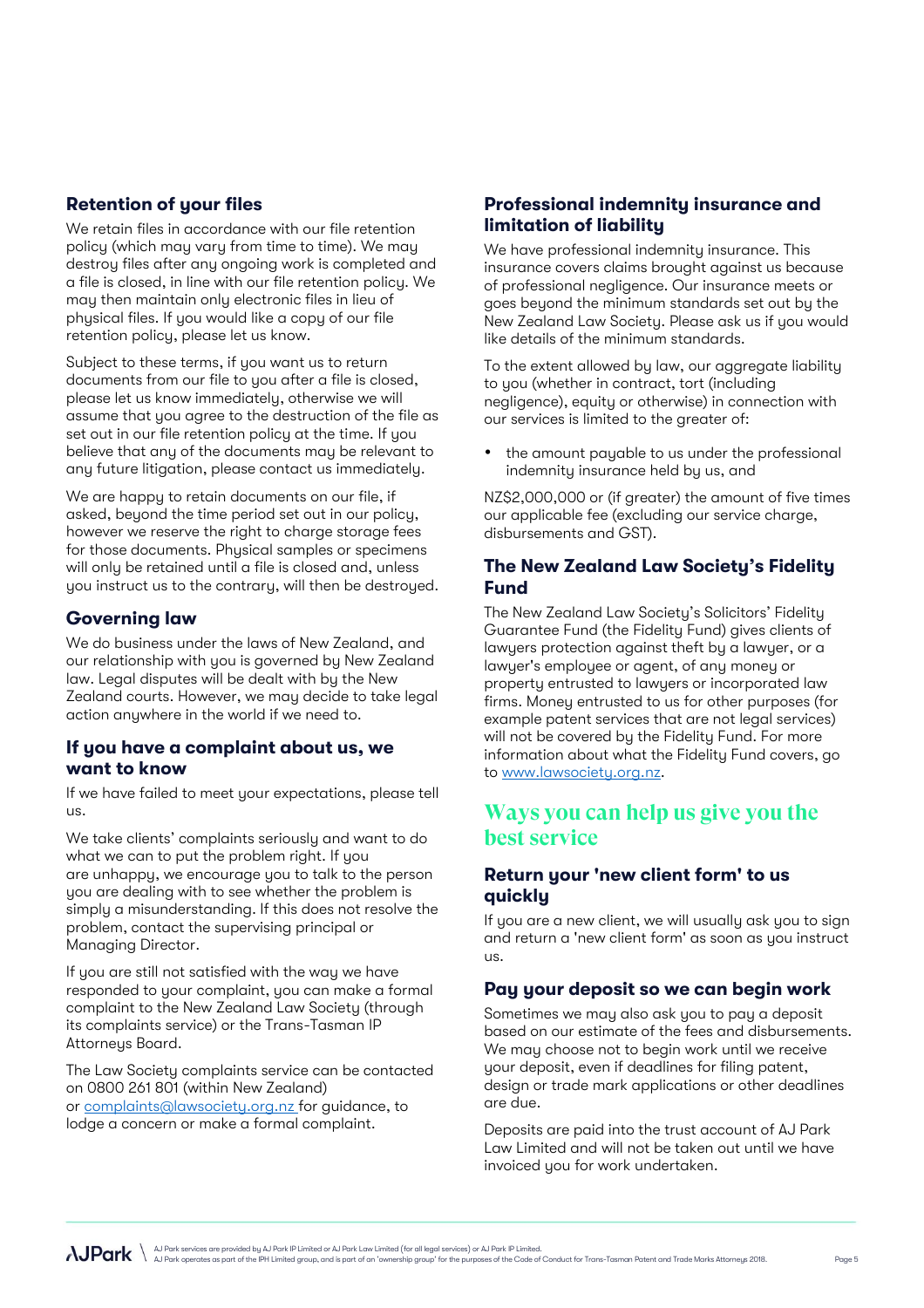## Retention of your files

We retain files in accordance with our file retention policy (which may vary from time to time). We may destroy files after any ongoing work is completed and a file is closed, in line with our file retention policy. We may then maintain only electronic files in lieu of physical files. If you would like a copy of our file retention policy, please let us know.

Subject to these terms, if you want us to return documents from our file to you after a file is closed, please let us know immediately, otherwise we will assume that you agree to the destruction of the file as set out in our file retention policy at the time. If you believe that any of the documents may be relevant to any future litigation, please contact us immediately.

We are happy to retain documents on our file, if asked, beyond the time period set out in our policy, however we reserve the right to charge storage fees for those documents. Physical samples or specimens will only be retained until a file is closed and, unless you instruct us to the contrary, will then be destroyed.

## Governing law

We do business under the laws of New Zealand, and our relationship with you is governed by New Zealand law. Legal disputes will be dealt with by the New Zealand courts. However, we may decide to take legal action anywhere in the world if we need to.

## If you have a complaint about us, we want to know

If we have failed to meet your expectations, please tell us.

We take clients' complaints seriously and want to do what we can to put the problem right. If you are unhappy, we encourage you to talk to the person you are dealing with to see whether the problem is simply a misunderstanding. If this does not resolve the problem, contact the supervising principal or Managing Director.

If you are still not satisfied with the way we have responded to your complaint, you can make a formal complaint to the New Zealand Law Society (through its complaints service) or the Trans-Tasman IP Attorneys Board.

The Law Society complaints service can be contacted on 0800 261 801 (within New Zealand) or complaints@lawsociety.org.nz for guidance, to lodge a concern or make a formal complaint.

## Professional indemnity insurance and limitation of liability

We have professional indemnity insurance. This insurance covers claims brought against us because of professional negligence. Our insurance meets or goes beyond the minimum standards set out by the New Zealand Law Society. Please ask us if you would like details of the minimum standards.

To the extent allowed by law, our aggregate liability to you (whether in contract, tort (including negligence), equity or otherwise) in connection with our services is limited to the greater of:

- the amount payable to us under the professional indemnity insurance held by us, and

NZ$2,000,000 or (if greater) the amount of five times our applicable fee (excluding our service charge, disbursements and GST).

## The New Zealand Law Society's Fidelity Fund

The New Zealand Law Society's Solicitors' Fidelity Guarantee Fund (the Fidelity Fund) gives clients of lawyers protection against theft by a lawyer, or a lawyer's employee or agent, of any money or property entrusted to lawyers or incorporated law firms. Money entrusted to us for other purposes (for example patent services that are not legal services) will not be covered by the Fidelity Fund. For more information about what the Fidelity Fund covers, go to www.lawsociety.org.nz.

# Ways you can help us give you the best service

## Return your 'new client form' to us quickly

If you are a new client, we will usually ask you to sign and return a 'new client form' as soon as you instruct us.

## Pay your deposit so we can begin work

Sometimes we may also ask you to pay a deposit based on our estimate of the fees and disbursements. We may choose not to begin work until we receive your deposit, even if deadlines for filing patent, design or trade mark applications or other deadlines are due.

Deposits are paid into the trust account of AJ Park Law Limited and will not be taken out until we have invoiced you for work undertaken.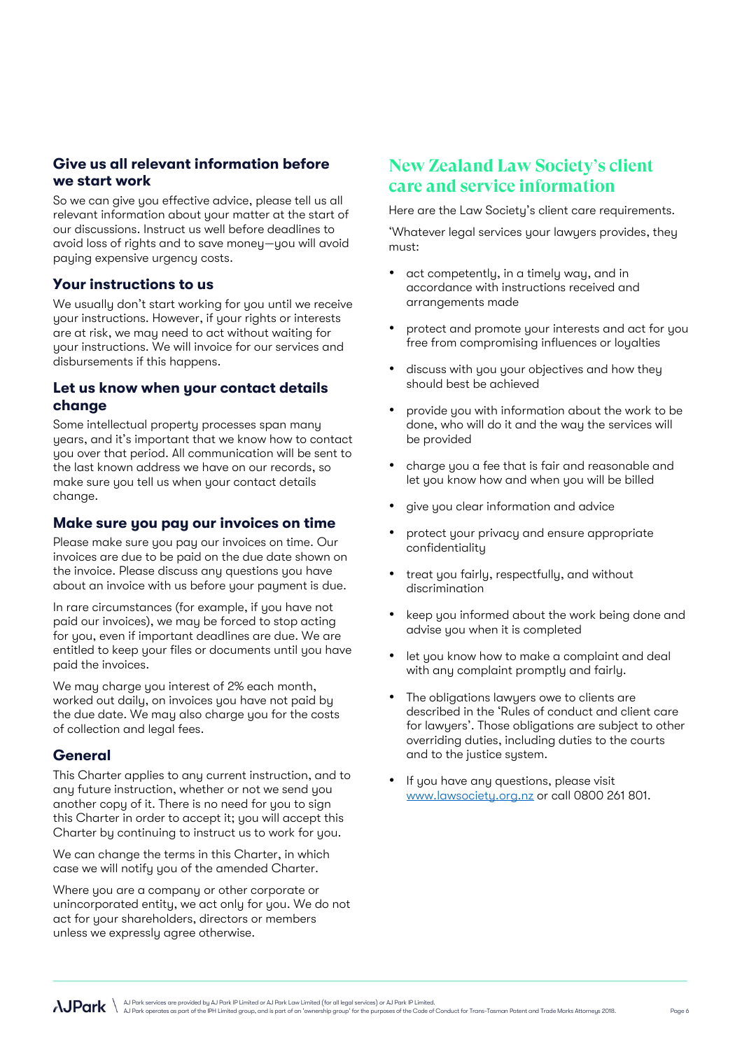### Give us all relevant information before we start work

So we can give you effective advice, please tell us all relevant information about your matter at the start of our discussions. Instruct us well before deadlines to avoid loss of rights and to save money—you will avoid paying expensive urgency costs.

### Your instructions to us

We usually don't start working for you until we receive your instructions. However, if your rights or interests are at risk, we may need to act without waiting for your instructions. We will invoice for our services and disbursements if this happens.

### Let us know when your contact details change

Some intellectual property processes span many years, and it's important that we know how to contact you over that period. All communication will be sent to the last known address we have on our records, so make sure you tell us when your contact details change.

### Make sure you pay our invoices on time

Please make sure you pay our invoices on time. Our invoices are due to be paid on the due date shown on the invoice. Please discuss any questions you have about an invoice with us before your payment is due.

In rare circumstances (for example, if you have not paid our invoices), we may be forced to stop acting for you, even if important deadlines are due. We are entitled to keep your files or documents until you have paid the invoices.

We may charge you interest of 2% each month, worked out daily, on invoices you have not paid by the due date. We may also charge you for the costs of collection and legal fees.

### General

This Charter applies to any current instruction, and to any future instruction, whether or not we send you another copy of it. There is no need for you to sign this Charter in order to accept it; you will accept this Charter by continuing to instruct us to work for you.

We can change the terms in this Charter, in which case we will notify you of the amended Charter.

Where you are a company or other corporate or unincorporated entity, we act only for you. We do not act for your shareholders, directors or members unless we expressly agree otherwise.

## New Zealand Law Society's client care and service information

Here are the Law Society's client care requirements.

'Whatever legal services your lawyers provides, they must:

- act competently, in a timely way, and in accordance with instructions received and arrangements made
- protect and promote your interests and act for you free from compromising influences or loyalties
- discuss with you your objectives and how they should best be achieved
- provide you with information about the work to be done, who will do it and the way the services will be provided
- charge you a fee that is fair and reasonable and let you know how and when you will be billed
- give you clear information and advice
- protect your privacy and ensure appropriate confidentiality
- treat you fairly, respectfully, and without discrimination
- keep you informed about the work being done and advise you when it is completed
- let you know how to make a complaint and deal with any complaint promptly and fairly.
- The obligations lawyers owe to clients are described in the 'Rules of conduct and client care for lawyers'. Those obligations are subject to other overriding duties, including duties to the courts and to the justice system.
- If you have any questions, please visit www.lawsociety.org.nz or call 0800 261 801.

AJ Park services are provided by AJ Park IP Limited or AJ Park Law Limited (for all legal services) or AJ Park IP Limited.
AJ Park operates as part of the IPH Limited group, and is part of an 'ownership group' for the purposes of the Code of Conduct for Trans-Tasman Patent and Trade Marks Attorneys 2018.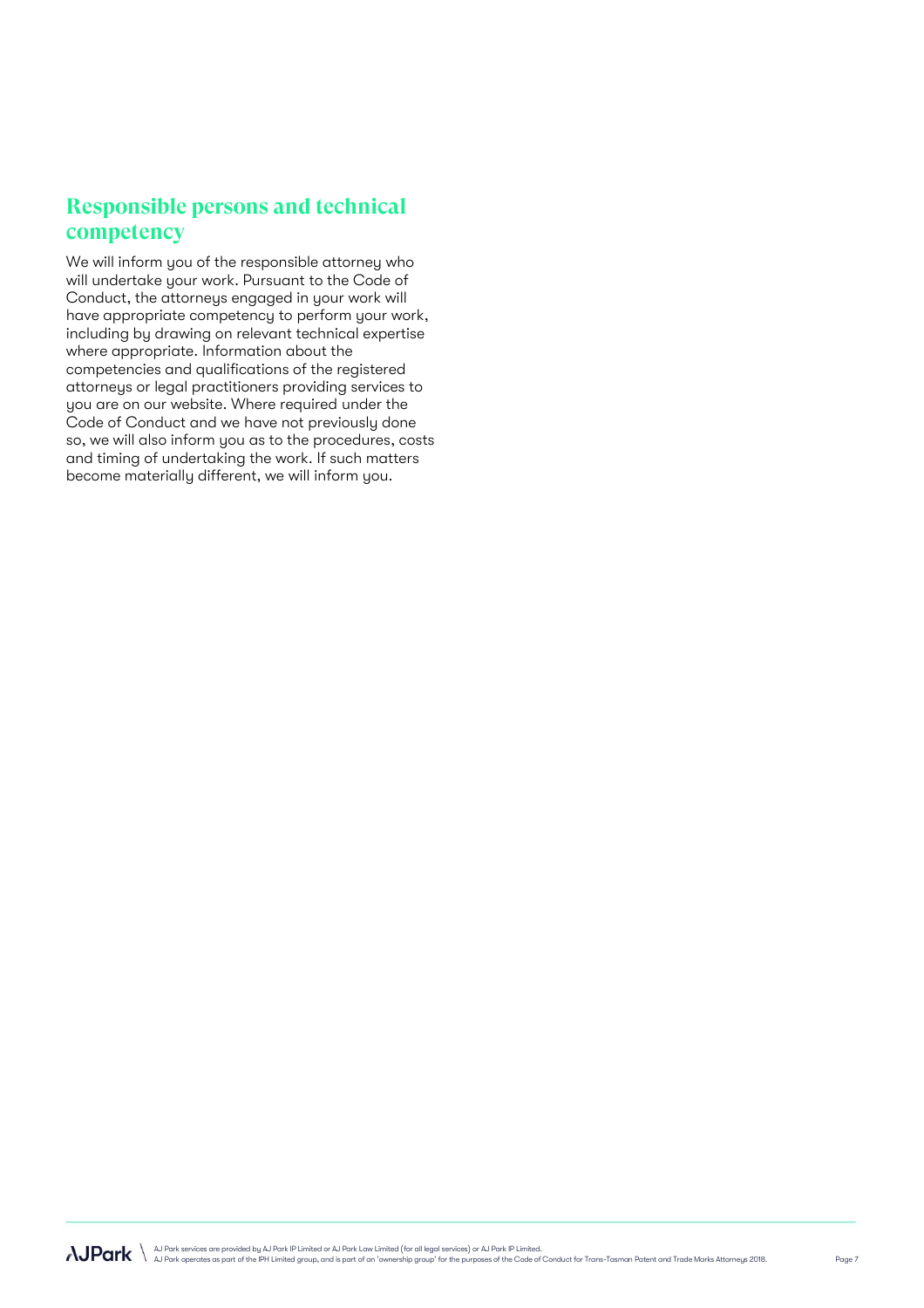## Responsible persons and technical competency

We will inform you of the responsible attorney who will undertake your work. Pursuant to the Code of Conduct, the attorneys engaged in your work will have appropriate competency to perform your work, including by drawing on relevant technical expertise where appropriate. Information about the competencies and qualifications of the registered attorneys or legal practitioners providing services to you are on our website. Where required under the Code of Conduct and we have not previously done so, we will also inform you as to the procedures, costs and timing of undertaking the work. If such matters become materially different, we will inform you.